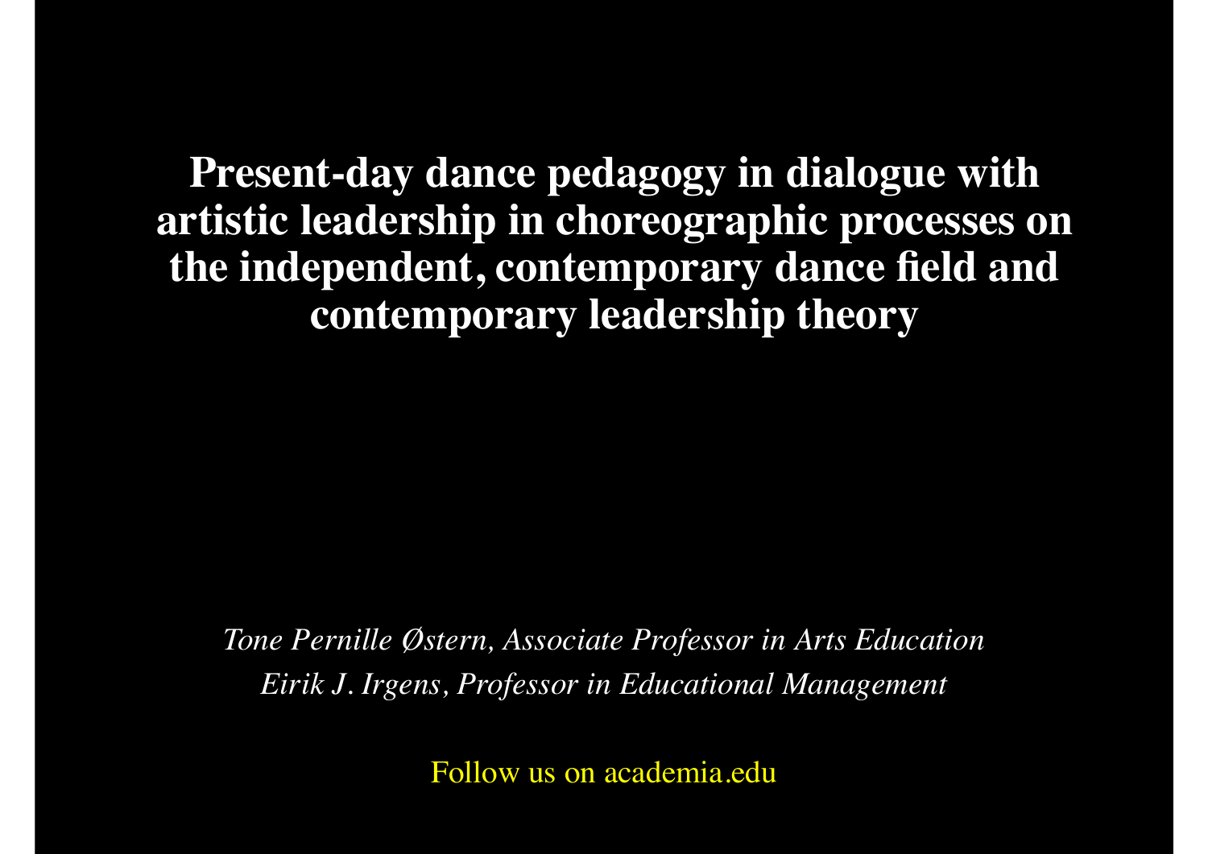# Present-day dance pedagogy in dialogue with artistic leadership in choreographic processes on the independent, contemporary dance field and contemporary leadership theory

*Tone Pernille Østern, Associate Professor in Arts Education*
*Eirik J. Irgens, Professor in Educational Management*

Follow us on academia.edu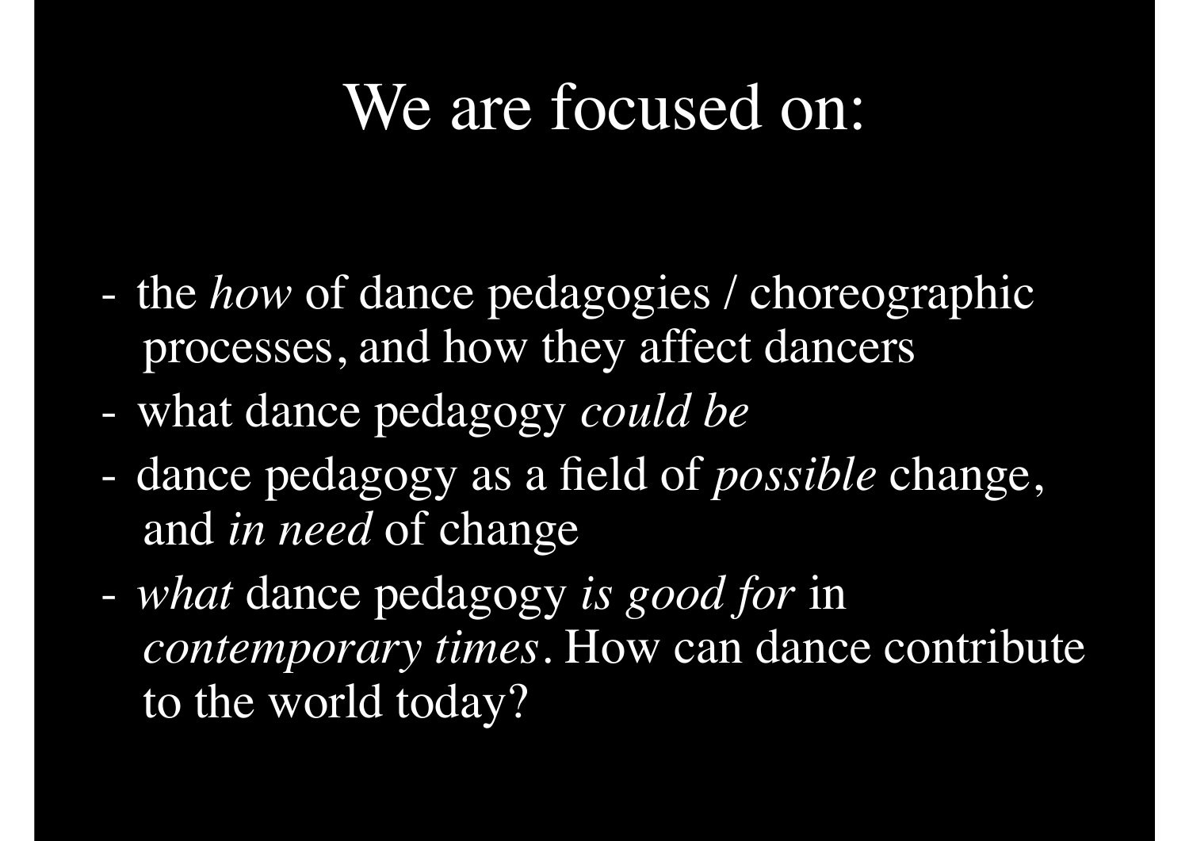# We are focused on:

- the *how* of dance pedagogies / choreographic processes, and how they affect dancers
- what dance pedagogy *could be*
- dance pedagogy as a field of *possible* change, and *in need* of change
- *what* dance pedagogy *is good for* in *contemporary times*. How can dance contribute to the world today?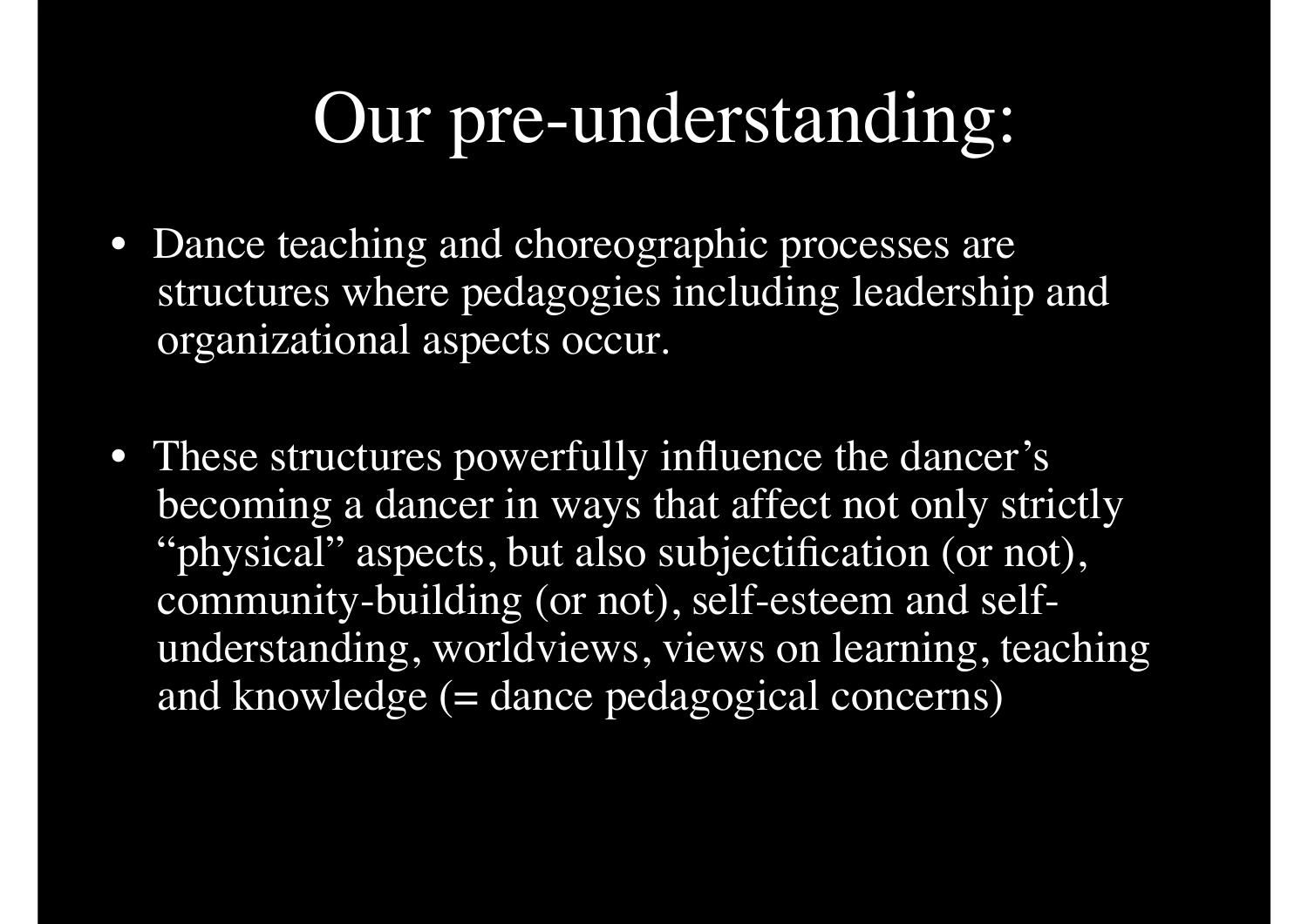# Our pre-understanding:

- Dance teaching and choreographic processes are structures where pedagogies including leadership and organizational aspects occur.

- These structures powerfully influence the dancer's becoming a dancer in ways that affect not only strictly "physical" aspects, but also subjectification (or not), community-building (or not), self-esteem and self-understanding, worldviews, views on learning, teaching and knowledge (= dance pedagogical concerns)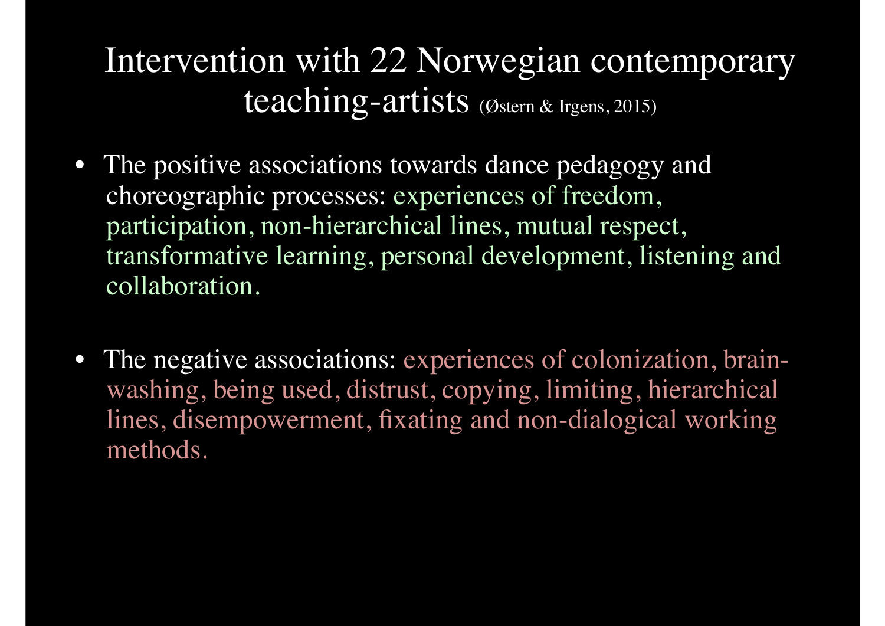# Intervention with 22 Norwegian contemporary teaching-artists (Østern & Irgens, 2015)

- The positive associations towards dance pedagogy and choreographic processes: experiences of freedom, participation, non-hierarchical lines, mutual respect, transformative learning, personal development, listening and collaboration.

- The negative associations: experiences of colonization, brain-washing, being used, distrust, copying, limiting, hierarchical lines, disempowerment, fixating and non-dialogical working methods.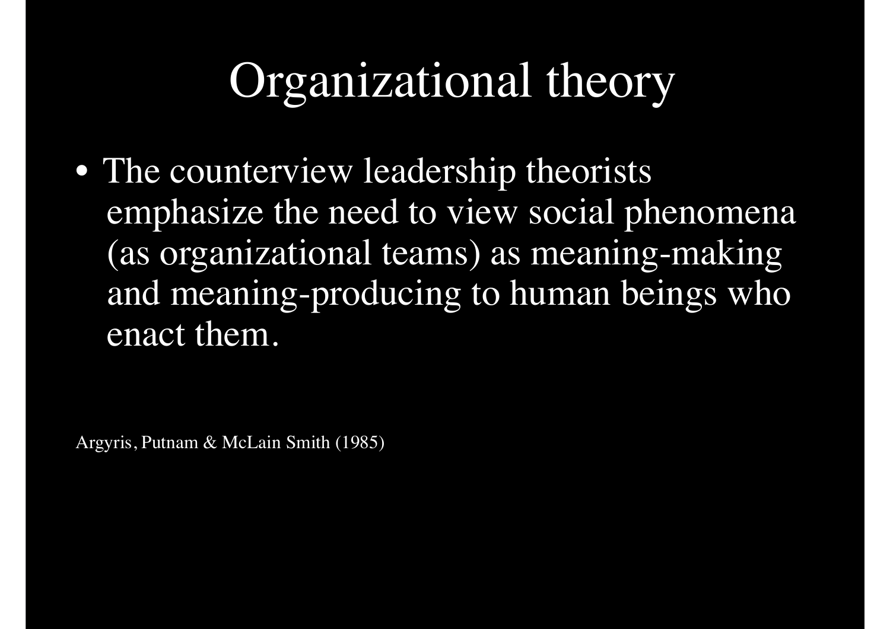# Organizational theory

- The counterview leadership theorists emphasize the need to view social phenomena (as organizational teams) as meaning-making and meaning-producing to human beings who enact them.

Argyris, Putnam & McLain Smith (1985)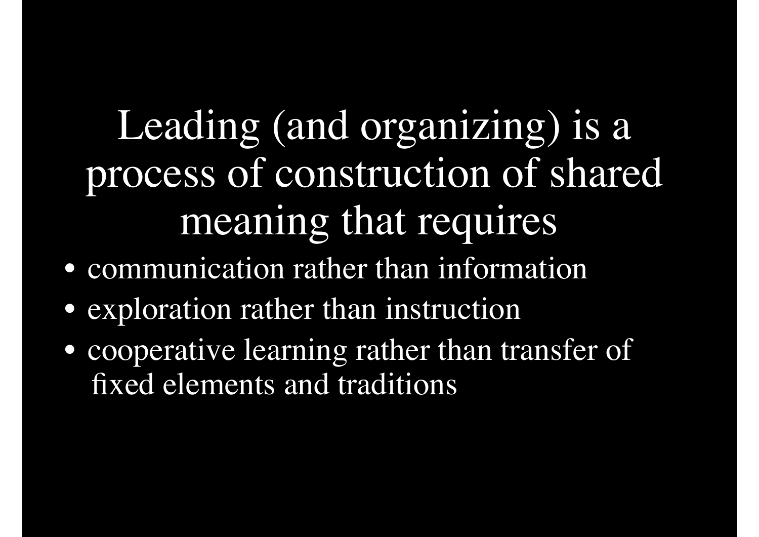# Leading (and organizing) is a process of construction of shared meaning that requires

- communication rather than information
- exploration rather than instruction
- cooperative learning rather than transfer of fixed elements and traditions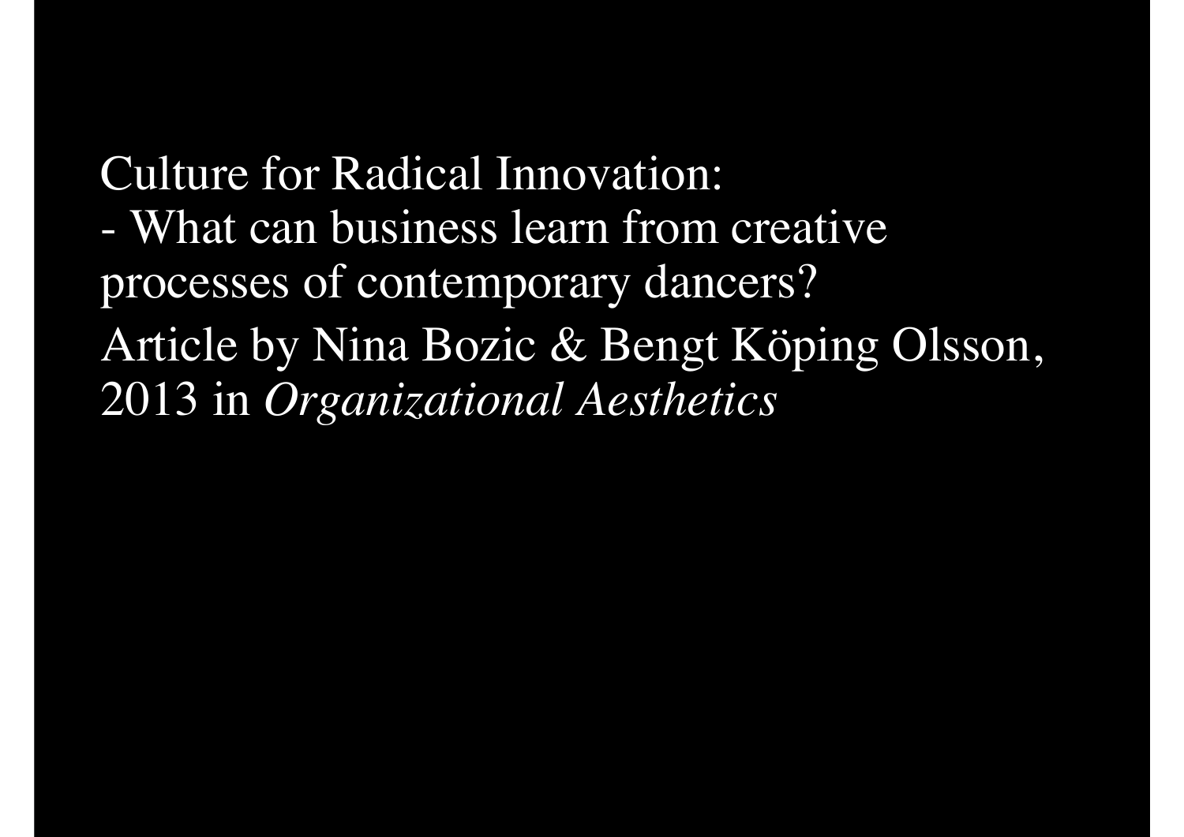Culture for Radical Innovation:
- What can business learn from creative processes of contemporary dancers?

Article by Nina Bozic & Bengt Köping Olsson, 2013 in *Organizational Aesthetics*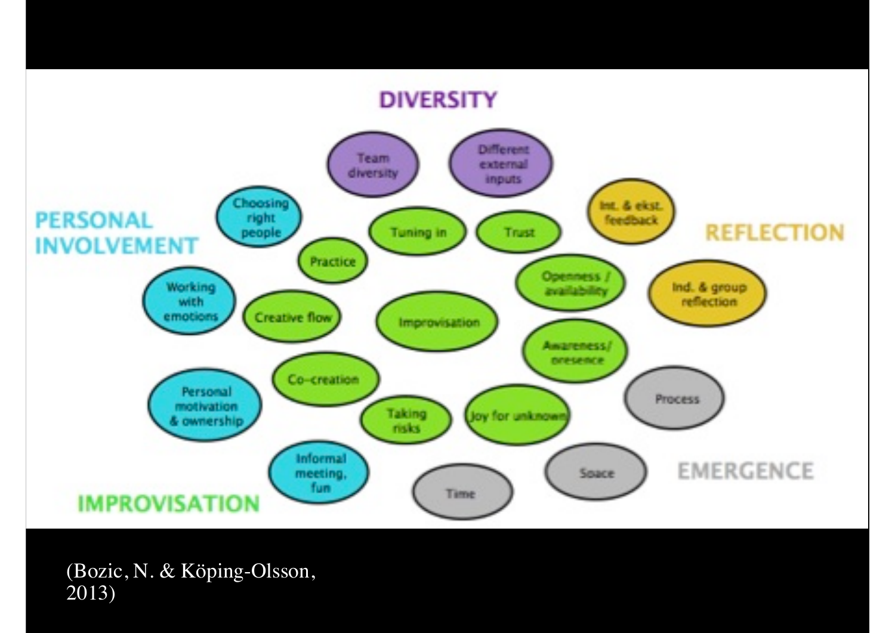DIVERSITY

- Team diversity
- Different external inputs

PERSONAL INVOLVEMENT

- Choosing right people
- Working with emotions
- Personal motivation & ownership
- Informal meeting, fun

REFLECTION

- Int. & ekst. feedback
- Ind. & group reflection

IMPROVISATION

- Tuning in
- Trust
- Practice
- Openness / availability
- Creative flow
- Improvisation
- Awareness/ presence
- Co-creation
- Taking risks
- Joy for unknown

EMERGENCE

- Process
- Space
- Time

(Bozic, N. & Köping-Olsson, 2013)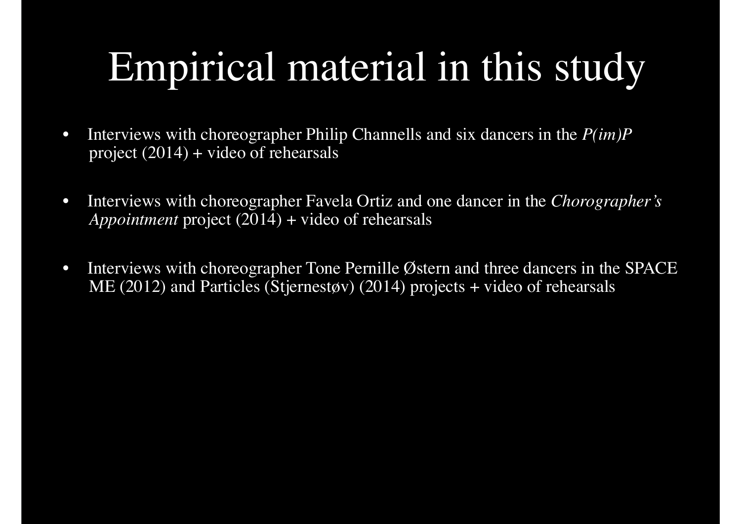# Empirical material in this study

- Interviews with choreographer Philip Channells and six dancers in the *P(im)P* project (2014) + video of rehearsals
- Interviews with choreographer Favela Ortiz and one dancer in the *Chorographer's Appointment* project (2014) + video of rehearsals
- Interviews with choreographer Tone Pernille Østern and three dancers in the SPACE ME (2012) and Particles (Stjernestøv) (2014) projects + video of rehearsals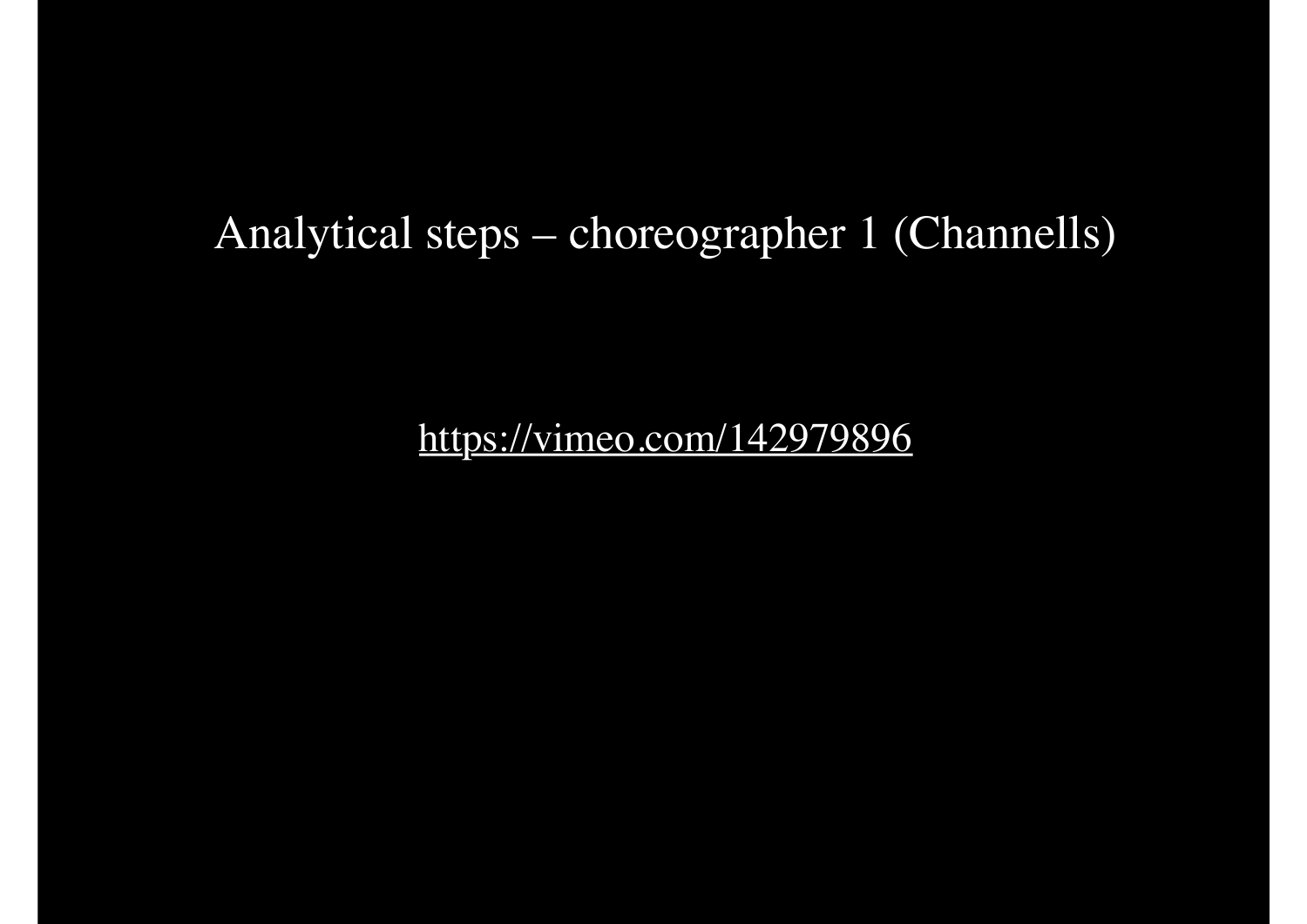# Analytical steps – choreographer 1 (Channells)

https://vimeo.com/142979896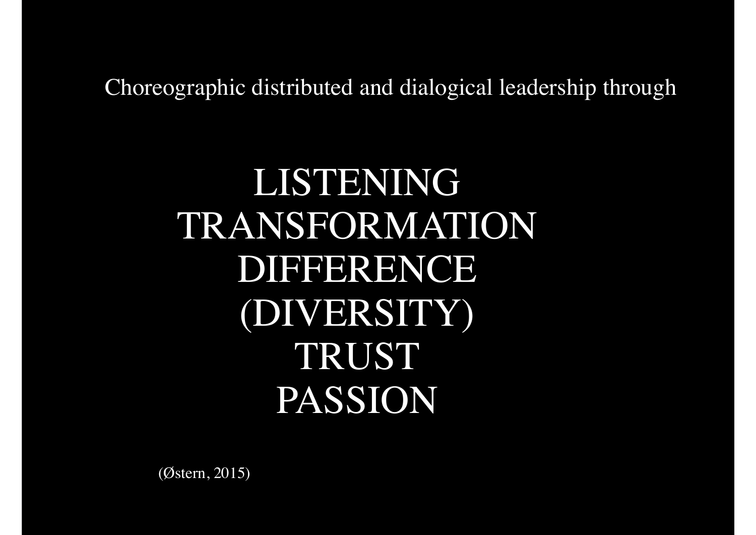Choreographic distributed and dialogical leadership through

LISTENING
TRANSFORMATION
DIFFERENCE
(DIVERSITY)
TRUST
PASSION

(Østern, 2015)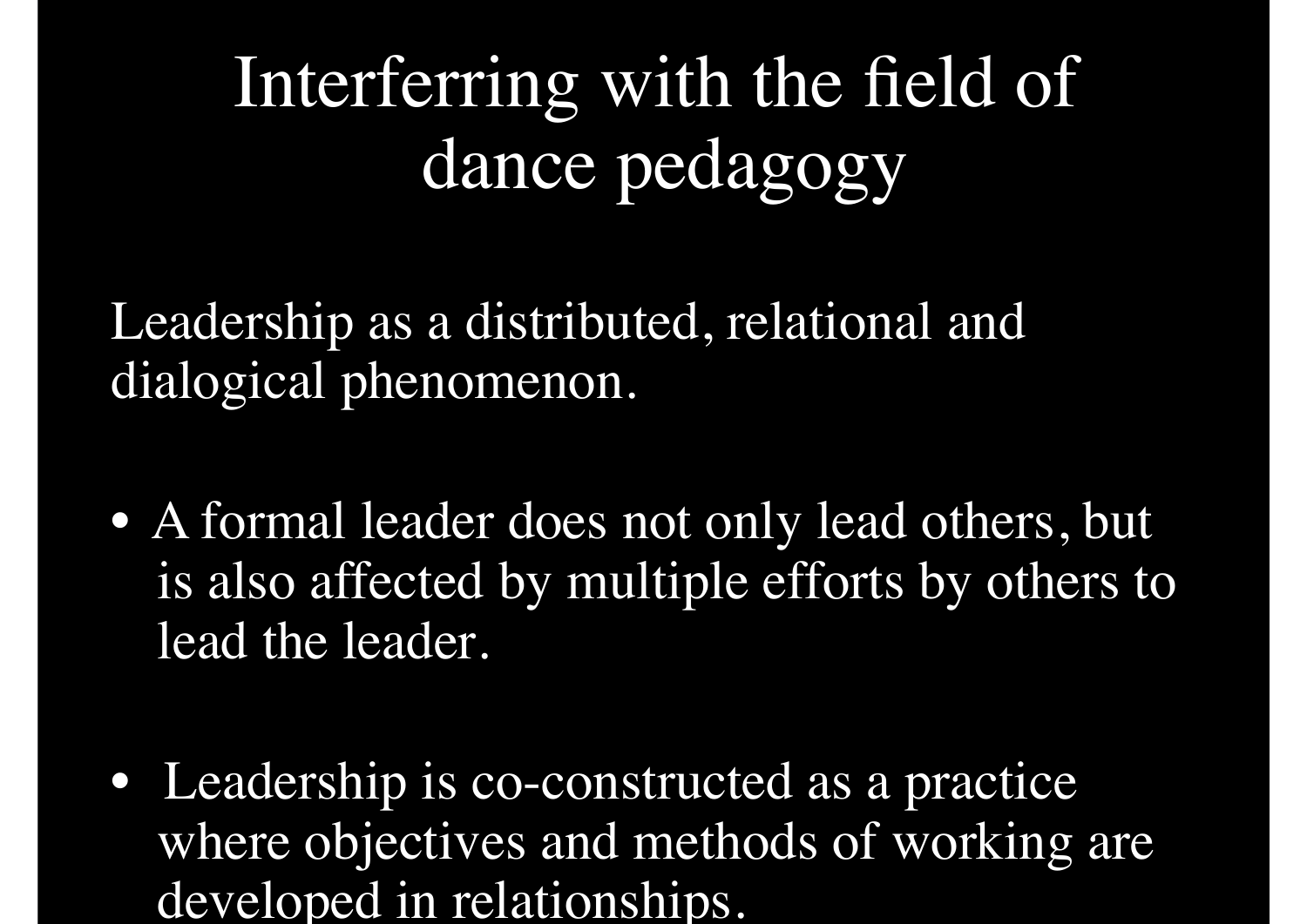# Interferring with the field of dance pedagogy

Leadership as a distributed, relational and dialogical phenomenon.

- A formal leader does not only lead others, but is also affected by multiple efforts by others to lead the leader.
- Leadership is co-constructed as a practice where objectives and methods of working are developed in relationships.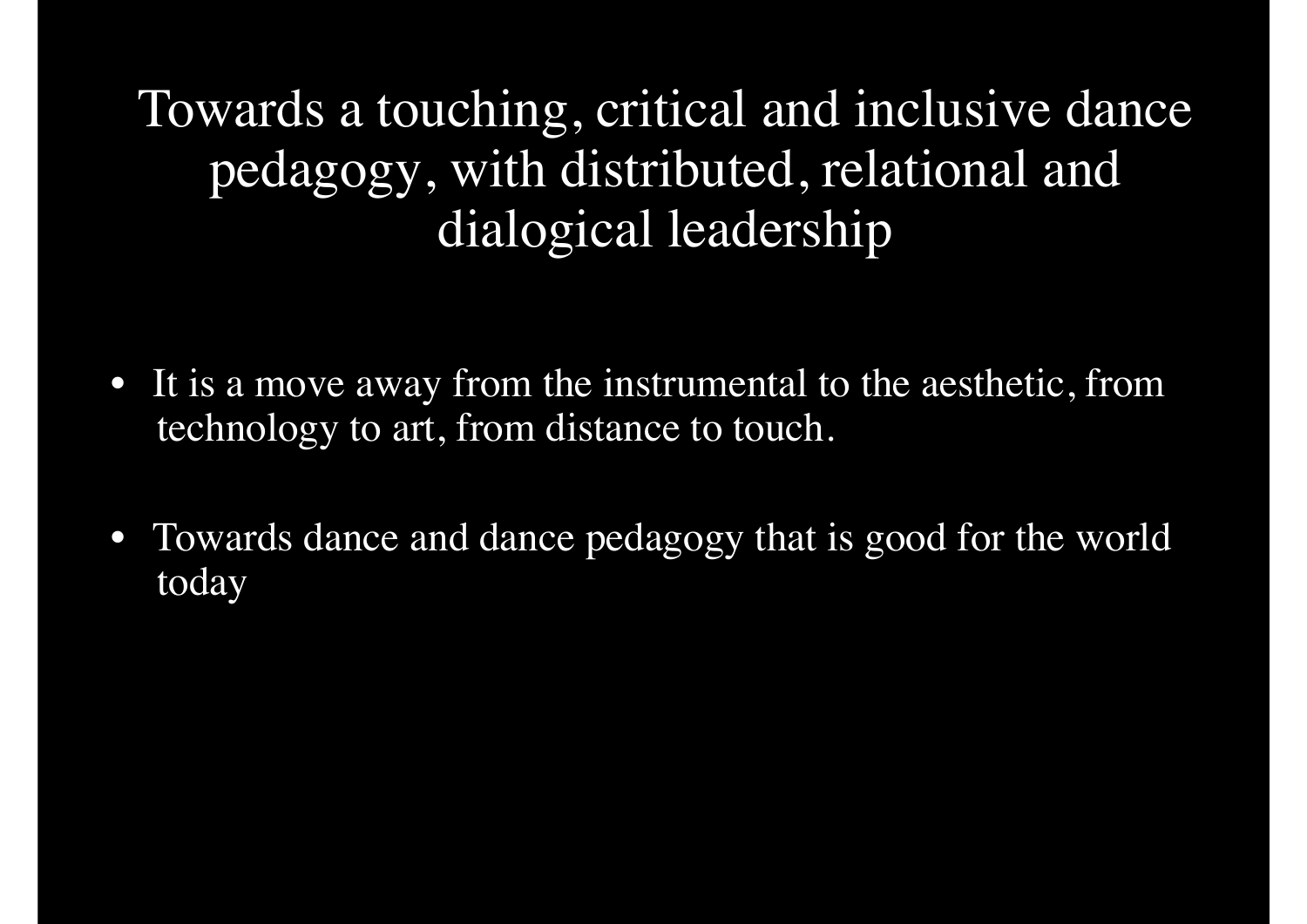# Towards a touching, critical and inclusive dance pedagogy, with distributed, relational and dialogical leadership

- It is a move away from the instrumental to the aesthetic, from technology to art, from distance to touch.
- Towards dance and dance pedagogy that is good for the world today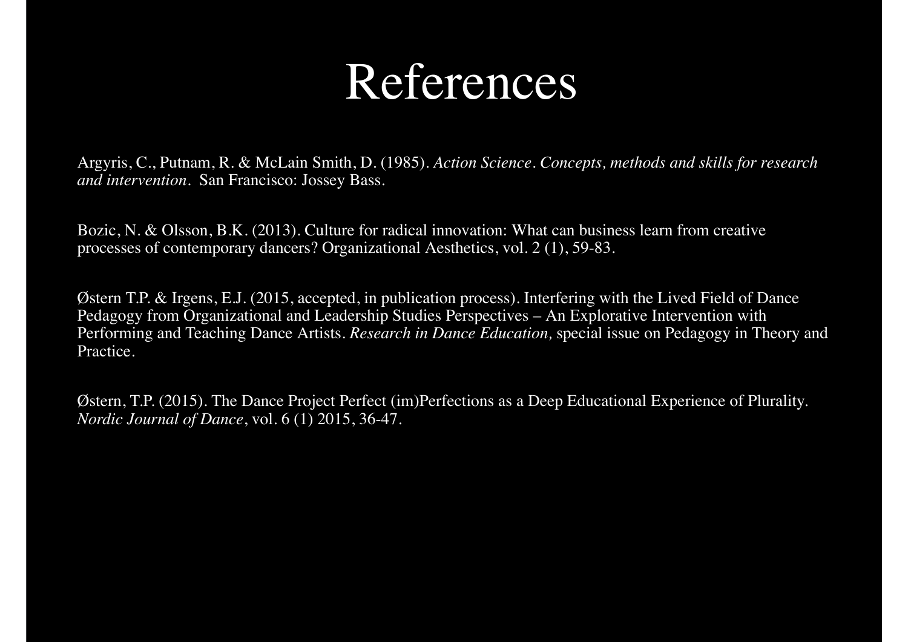# References

Argyris, C., Putnam, R. & McLain Smith, D. (1985). *Action Science. Concepts, methods and skills for research and intervention*. San Francisco: Jossey Bass.

Bozic, N. & Olsson, B.K. (2013). Culture for radical innovation: What can business learn from creative processes of contemporary dancers? Organizational Aesthetics, vol. 2 (1), 59-83.

Østern T.P. & Irgens, E.J. (2015, accepted, in publication process). Interfering with the Lived Field of Dance Pedagogy from Organizational and Leadership Studies Perspectives – An Explorative Intervention with Performing and Teaching Dance Artists. *Research in Dance Education,* special issue on Pedagogy in Theory and Practice.

Østern, T.P. (2015). The Dance Project Perfect (im)Perfections as a Deep Educational Experience of Plurality. *Nordic Journal of Dance*, vol. 6 (1) 2015, 36-47.